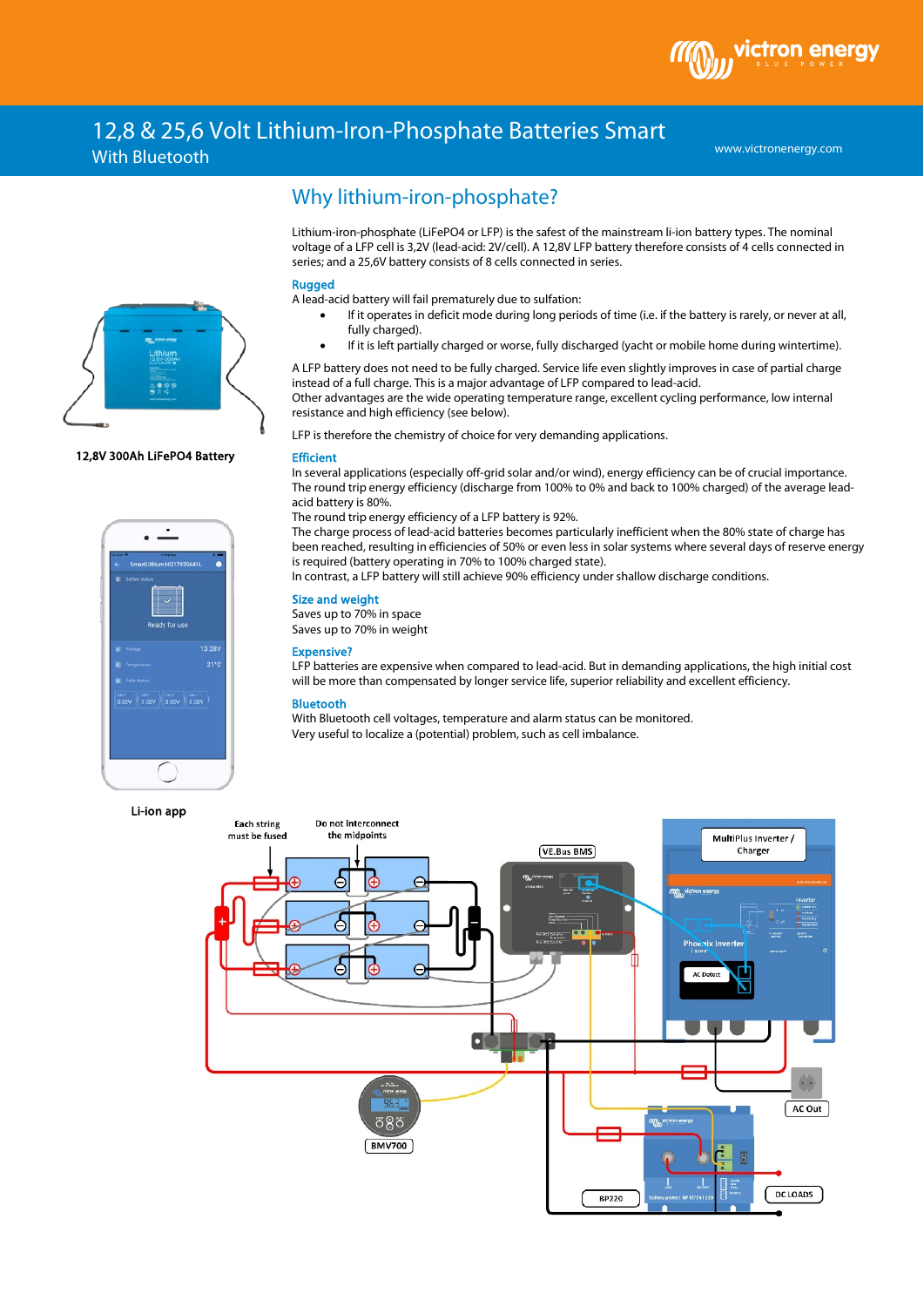# 12,8 & 25,6 Volt Lithium-Iron-Phosphate Batteries Smart

With Bluetooth

12,8V 300Ah LiFePO4 Battery

Li-ion app

## Why lithium-iron-phosphate?

Lithium-iron-phosphate (LiFePO4 or LFP) is the safest of the mainstream li-ion battery types. The nominal voltage of a LFP cell is 3,2V (lead-acid: 2V/cell). A 12,8V LFP battery therefore consists of 4 cells connected in series; and a 25,6V battery consists of 8 cells connected in series.

### Rugged

A lead-acid battery will fail prematurely due to sulfation:

- If it operates in deficit mode during long periods of time (i.e. if the battery is rarely, or never at all, fully charged).
- If it is left partially charged or worse, fully discharged (yacht or mobile home during wintertime).

A LFP battery does not need to be fully charged. Service life even slightly improves in case of partial charge instead of a full charge. This is a major advantage of LFP compared to lead-acid.
Other advantages are the wide operating temperature range, excellent cycling performance, low internal resistance and high efficiency (see below).

LFP is therefore the chemistry of choice for very demanding applications.

### Efficient

In several applications (especially off-grid solar and/or wind), energy efficiency can be of crucial importance.
The round trip energy efficiency (discharge from 100% to 0% and back to 100% charged) of the average lead-acid battery is 80%.
The round trip energy efficiency of a LFP battery is 92%.
The charge process of lead-acid batteries becomes particularly inefficient when the 80% state of charge has been reached, resulting in efficiencies of 50% or even less in solar systems where several days of reserve energy is required (battery operating in 70% to 100% charged state).
In contrast, a LFP battery will still achieve 90% efficiency under shallow discharge conditions.

### Size and weight

Saves up to 70% in space
Saves up to 70% in weight

### Expensive?

LFP batteries are expensive when compared to lead-acid. But in demanding applications, the high initial cost will be more than compensated by longer service life, superior reliability and excellent efficiency.

### Bluetooth

With Bluetooth cell voltages, temperature and alarm status can be monitored.
Very useful to localize a (potential) problem, such as cell imbalance.

Each string must be fused | Do not interconnect the midpoints | VE.Bus BMS | MultiPlus Inverter / Charger | BMV700 | AC Out | BP220 | DC LOADS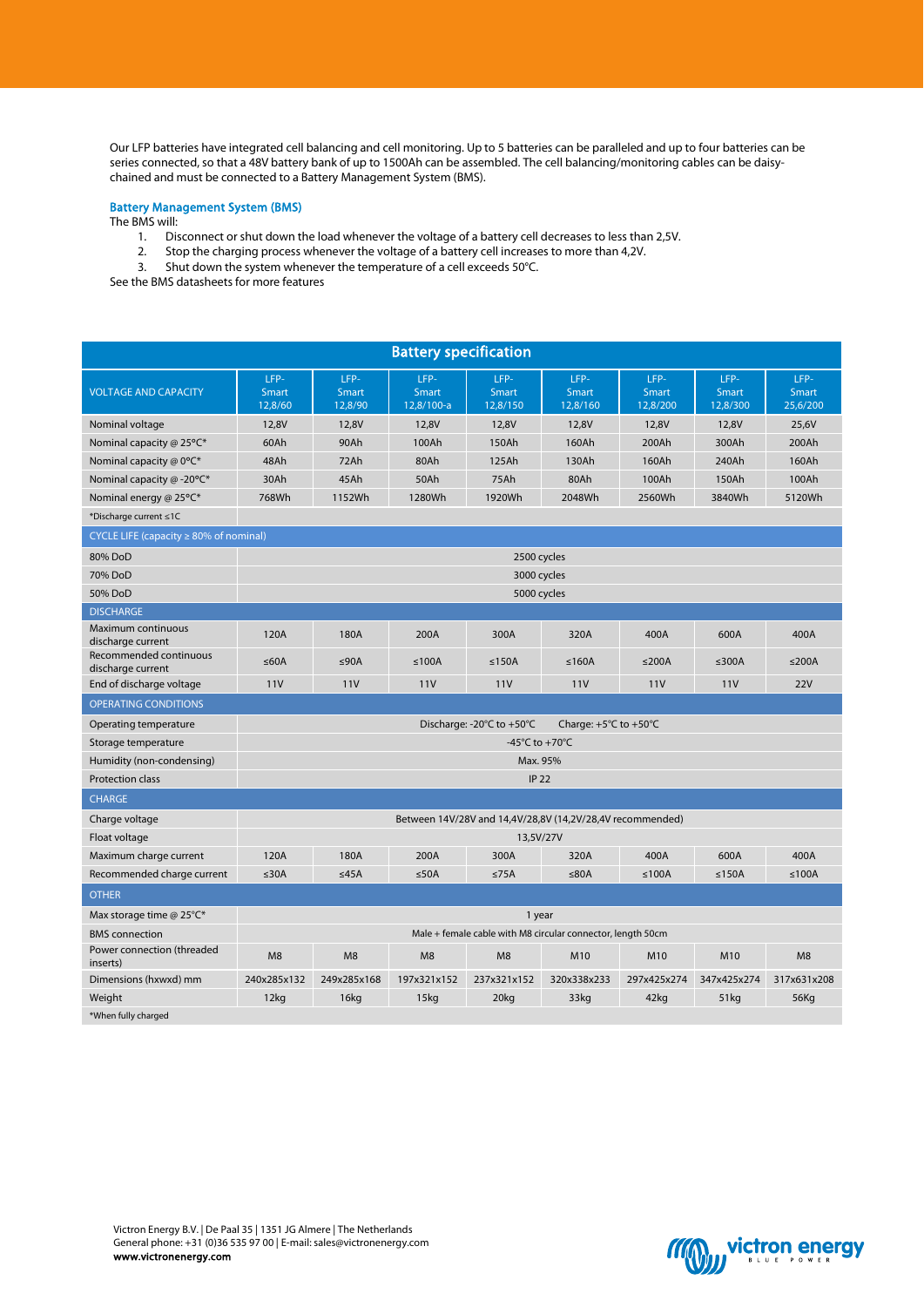Our LFP batteries have integrated cell balancing and cell monitoring. Up to 5 batteries can be paralleled and up to four batteries can be series connected, so that a 48V battery bank of up to 1500Ah can be assembled. The cell balancing/monitoring cables can be daisy-chained and must be connected to a Battery Management System (BMS).

### Battery Management System (BMS)

The BMS will:

1. Disconnect or shut down the load whenever the voltage of a battery cell decreases to less than 2,5V.
2. Stop the charging process whenever the voltage of a battery cell increases to more than 4,2V.
3. Shut down the system whenever the temperature of a cell exceeds 50°C.

See the BMS datasheets for more features

## Battery specification

| VOLTAGE AND CAPACITY | LFP-Smart 12,8/60 | LFP-Smart 12,8/90 | LFP-Smart 12,8/100-a | LFP-Smart 12,8/150 | LFP-Smart 12,8/160 | LFP-Smart 12,8/200 | LFP-Smart 12,8/300 | LFP-Smart 25,6/200 |
|---|---|---|---|---|---|---|---|---|
| Nominal voltage | 12,8V | 12,8V | 12,8V | 12,8V | 12,8V | 12,8V | 12,8V | 25,6V |
| Nominal capacity @ 25°C* | 60Ah | 90Ah | 100Ah | 150Ah | 160Ah | 200Ah | 300Ah | 200Ah |
| Nominal capacity @ 0°C* | 48Ah | 72Ah | 80Ah | 125Ah | 130Ah | 160Ah | 240Ah | 160Ah |
| Nominal capacity @ -20°C* | 30Ah | 45Ah | 50Ah | 75Ah | 80Ah | 100Ah | 150Ah | 100Ah |
| Nominal energy @ 25°C* | 768Wh | 1152Wh | 1280Wh | 1920Wh | 2048Wh | 2560Wh | 3840Wh | 5120Wh |
| *Discharge current ≤1C | | | | | | | | |
| **CYCLE LIFE (capacity ≥ 80% of nominal)** | | | | | | | | |
| 80% DoD | 2500 cycles | | | | | | | |
| 70% DoD | 3000 cycles | | | | | | | |
| 50% DoD | 5000 cycles | | | | | | | |
| **DISCHARGE** | | | | | | | | |
| Maximum continuous discharge current | 120A | 180A | 200A | 300A | 320A | 400A | 600A | 400A |
| Recommended continuous discharge current | ≤60A | ≤90A | ≤100A | ≤150A | ≤160A | ≤200A | ≤300A | ≤200A |
| End of discharge voltage | 11V | 11V | 11V | 11V | 11V | 11V | 11V | 22V |
| **OPERATING CONDITIONS** | | | | | | | | |
| Operating temperature | Discharge: -20°C to +50°C Charge: +5°C to +50°C | | | | | | | |
| Storage temperature | -45°C to +70°C | | | | | | | |
| Humidity (non-condensing) | Max. 95% | | | | | | | |
| Protection class | IP 22 | | | | | | | |
| **CHARGE** | | | | | | | | |
| Charge voltage | Between 14V/28V and 14,4V/28,8V (14,2V/28,4V recommended) | | | | | | | |
| Float voltage | 13,5V/27V | | | | | | | |
| Maximum charge current | 120A | 180A | 200A | 300A | 320A | 400A | 600A | 400A |
| Recommended charge current | ≤30A | ≤45A | ≤50A | ≤75A | ≤80A | ≤100A | ≤150A | ≤100A |
| **OTHER** | | | | | | | | |
| Max storage time @ 25°C* | 1 year | | | | | | | |
| BMS connection | Male + female cable with M8 circular connector, length 50cm | | | | | | | |
| Power connection (threaded inserts) | M8 | M8 | M8 | M8 | M10 | M10 | M10 | M8 |
| Dimensions (hxwxd) mm | 240x285x132 | 249x285x168 | 197x321x152 | 237x321x152 | 320x338x233 | 297x425x274 | 347x425x274 | 317x631x208 |
| Weight | 12kg | 16kg | 15kg | 20kg | 33kg | 42kg | 51kg | 56Kg |
| *When fully charged | | | | | | | | |

Victron Energy B.V. | De Paal 35 | 1351 JG Almere | The Netherlands
General phone: +31 (0)36 535 97 00 | E-mail: sales@victronenergy.com
**www.victronenergy.com**